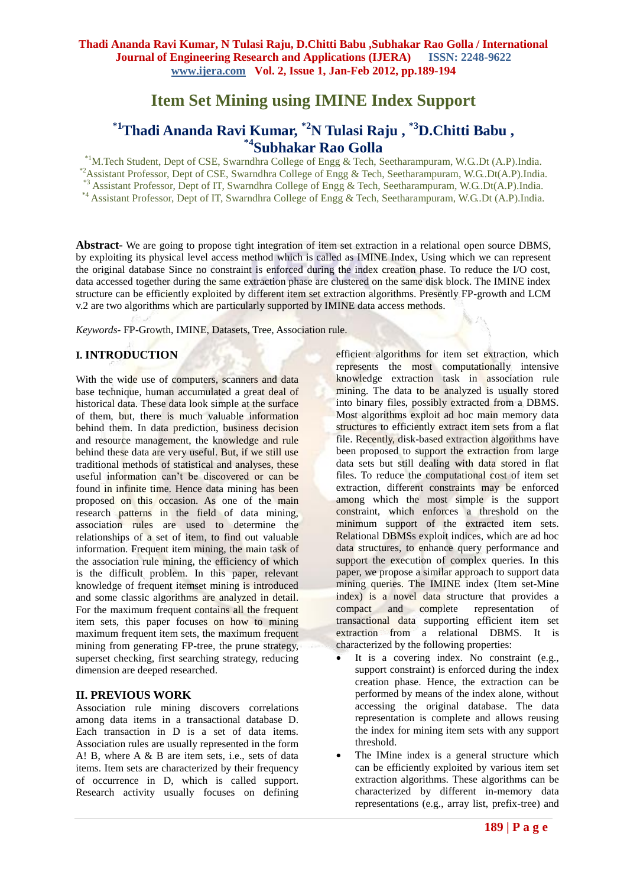# Item Set Mining using IMINE Index Support

## [*1]Thadi Ananda Ravi Kumar, [*2]N Tulasi Raju , [*3]D.Chitti Babu , [*4]Subhakar Rao Golla

[*1]M.Tech Student, Dept of CSE, Swarndhra College of Engg & Tech, Seetharampuram, W.G..Dt (A.P).India.
[*2]Assistant Professor, Dept of CSE, Swarndhra College of Engg & Tech, Seetharampuram, W.G..Dt(A.P).India.
[*3] Assistant Professor, Dept of IT, Swarndhra College of Engg & Tech, Seetharampuram, W.G..Dt(A.P).India.
[*4] Assistant Professor, Dept of IT, Swarndhra College of Engg & Tech, Seetharampuram, W.G..Dt (A.P).India.

**Abstract-** We are going to propose tight integration of item set extraction in a relational open source DBMS, by exploiting its physical level access method which is called as IMINE Index, Using which we can represent the original database Since no constraint is enforced during the index creation phase. To reduce the I/O cost, data accessed together during the same extraction phase are clustered on the same disk block. The IMINE index structure can be efficiently exploited by different item set extraction algorithms. Presently FP-growth and LCM v.2 are two algorithms which are particularly supported by IMINE data access methods.

*Keywords-* FP-Growth, IMINE, Datasets, Tree, Association rule.

## I. INTRODUCTION

With the wide use of computers, scanners and data base technique, human accumulated a great deal of historical data. These data look simple at the surface of them, but, there is much valuable information behind them. In data prediction, business decision and resource management, the knowledge and rule behind these data are very useful. But, if we still use traditional methods of statistical and analyses, these useful information can't be discovered or can be found in infinite time. Hence data mining has been proposed on this occasion. As one of the main research patterns in the field of data mining, association rules are used to determine the relationships of a set of item, to find out valuable information. Frequent item mining, the main task of the association rule mining, the efficiency of which is the difficult problem. In this paper, relevant knowledge of frequent itemset mining is introduced and some classic algorithms are analyzed in detail. For the maximum frequent contains all the frequent item sets, this paper focuses on how to mining maximum frequent item sets, the maximum frequent mining from generating FP-tree, the prune strategy, superset checking, first searching strategy, reducing dimension are deeped researched.

## II. PREVIOUS WORK

Association rule mining discovers correlations among data items in a transactional database D. Each transaction in D is a set of data items. Association rules are usually represented in the form A! B, where A & B are item sets, i.e., sets of data items. Item sets are characterized by their frequency of occurrence in D, which is called support. Research activity usually focuses on defining efficient algorithms for item set extraction, which represents the most computationally intensive knowledge extraction task in association rule mining. The data to be analyzed is usually stored into binary files, possibly extracted from a DBMS. Most algorithms exploit ad hoc main memory data structures to efficiently extract item sets from a flat file. Recently, disk-based extraction algorithms have been proposed to support the extraction from large data sets but still dealing with data stored in flat files. To reduce the computational cost of item set extraction, different constraints may be enforced among which the most simple is the support constraint, which enforces a threshold on the minimum support of the extracted item sets. Relational DBMSs exploit indices, which are ad hoc data structures, to enhance query performance and support the execution of complex queries. In this paper, we propose a similar approach to support data mining queries. The IMINE index (Item set-Mine index) is a novel data structure that provides a compact and complete representation of transactional data supporting efficient item set extraction from a relational DBMS. It is characterized by the following properties:

- It is a covering index. No constraint (e.g., support constraint) is enforced during the index creation phase. Hence, the extraction can be performed by means of the index alone, without accessing the original database. The data representation is complete and allows reusing the index for mining item sets with any support threshold.
- The IMine index is a general structure which can be efficiently exploited by various item set extraction algorithms. These algorithms can be characterized by different in-memory data representations (e.g., array list, prefix-tree) and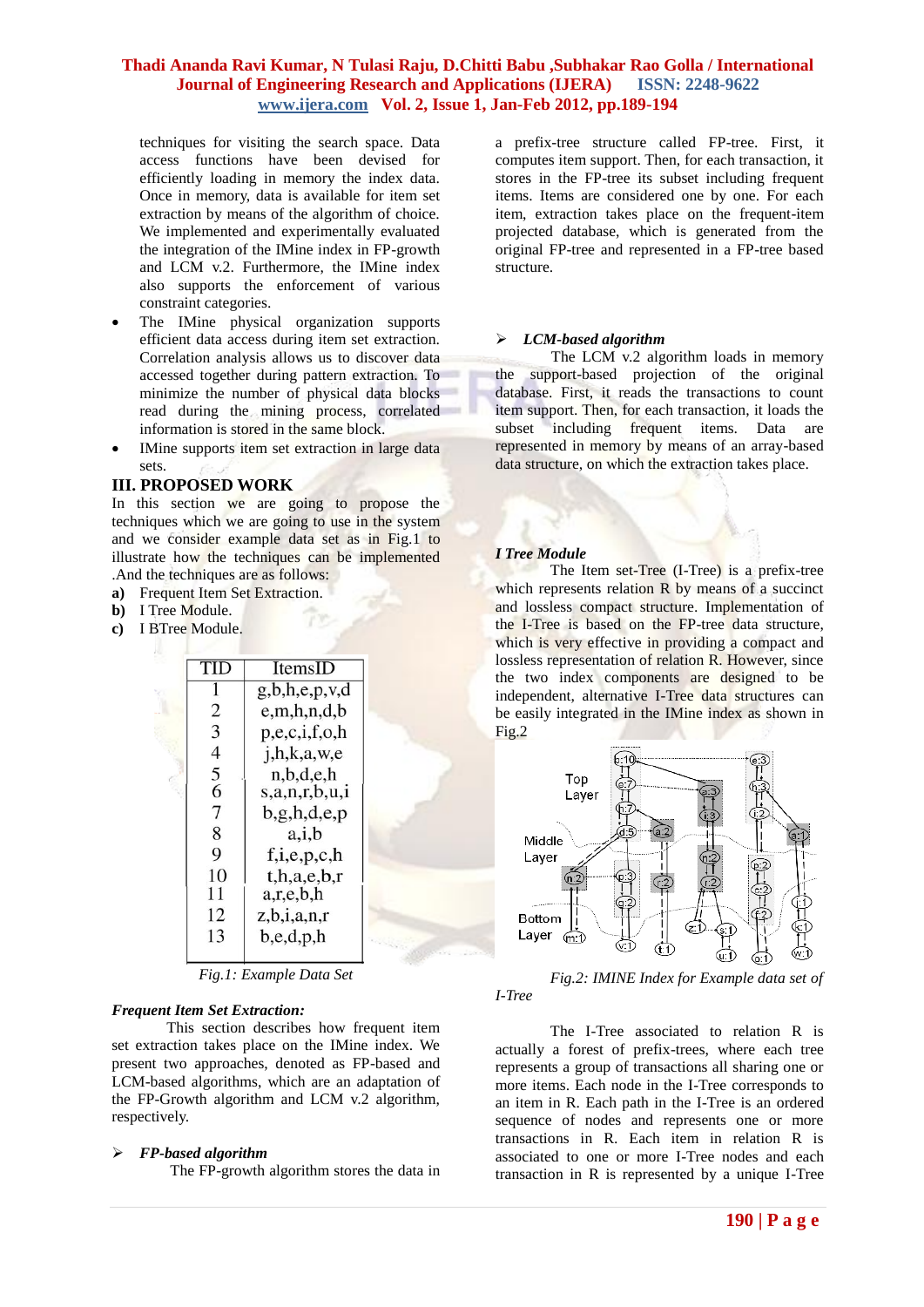techniques for visiting the search space. Data access functions have been devised for efficiently loading in memory the index data. Once in memory, data is available for item set extraction by means of the algorithm of choice. We implemented and experimentally evaluated the integration of the IMine index in FP-growth and LCM v.2. Furthermore, the IMine index also supports the enforcement of various constraint categories.

- The IMine physical organization supports efficient data access during item set extraction. Correlation analysis allows us to discover data accessed together during pattern extraction. To minimize the number of physical data blocks read during the mining process, correlated information is stored in the same block.
- IMine supports item set extraction in large data sets.

## III. PROPOSED WORK

In this section we are going to propose the techniques which we are going to use in the system and we consider example data set as in Fig.1 to illustrate how the techniques can be implemented .And the techniques are as follows:

**a)** Frequent Item Set Extraction.
**b)** I Tree Module.
**c)** I BTree Module.

| TID | ItemsID |
|---|---|
| 1 | g,b,h,e,p,v,d |
| 2 | e,m,h,n,d,b |
| 3 | p,e,c,i,f,o,h |
| 4 | j,h,k,a,w,e |
| 5 | n,b,d,e,h |
| 6 | s,a,n,r,b,u,i |
| 7 | b,g,h,d,e,p |
| 8 | a,i,b |
| 9 | f,i,e,p,c,h |
| 10 | t,h,a,e,b,r |
| 11 | a,r,e,b,h |
| 12 | z,b,i,a,n,r |
| 13 | b,e,d,p,h |

*Fig.1: Example Data Set*

### *Frequent Item Set Extraction:*

This section describes how frequent item set extraction takes place on the IMine index. We present two approaches, denoted as FP-based and LCM-based algorithms, which are an adaptation of the FP-Growth algorithm and LCM v.2 algorithm, respectively.

➢ ***FP-based algorithm***

The FP-growth algorithm stores the data in a prefix-tree structure called FP-tree. First, it computes item support. Then, for each transaction, it stores in the FP-tree its subset including frequent items. Items are considered one by one. For each item, extraction takes place on the frequent-item projected database, which is generated from the original FP-tree and represented in a FP-tree based structure.

➢ ***LCM-based algorithm***

The LCM v.2 algorithm loads in memory the support-based projection of the original database. First, it reads the transactions to count item support. Then, for each transaction, it loads the subset including frequent items. Data are represented in memory by means of an array-based data structure, on which the extraction takes place.

### *I Tree Module*

The Item set-Tree (I-Tree) is a prefix-tree which represents relation R by means of a succinct and lossless compact structure. Implementation of the I-Tree is based on the FP-tree data structure, which is very effective in providing a compact and lossless representation of relation R. However, since the two index components are designed to be independent, alternative I-Tree data structures can be easily integrated in the IMine index as shown in Fig.2

*Fig.2: IMINE Index for Example data set of I-Tree*

The I-Tree associated to relation R is actually a forest of prefix-trees, where each tree represents a group of transactions all sharing one or more items. Each node in the I-Tree corresponds to an item in R. Each path in the I-Tree is an ordered sequence of nodes and represents one or more transactions in R. Each item in relation R is associated to one or more I-Tree nodes and each transaction in R is represented by a unique I-Tree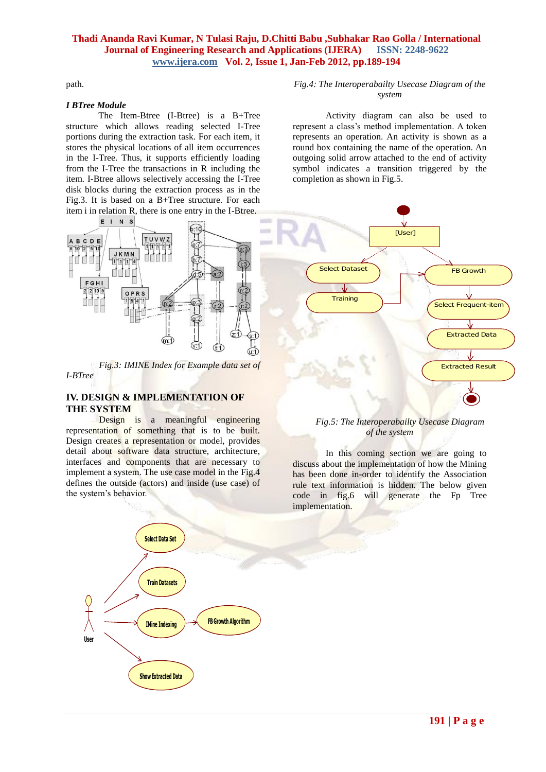path.

### I BTree Module

The Item-Btree (I-Btree) is a B+Tree structure which allows reading selected I-Tree portions during the extraction task. For each item, it stores the physical locations of all item occurrences in the I-Tree. Thus, it supports efficiently loading from the I-Tree the transactions in R including the item. I-Btree allows selectively accessing the I-Tree disk blocks during the extraction process as in the Fig.3. It is based on a B+Tree structure. For each item i in relation R, there is one entry in the I-Btree.

*Fig.3: IMINE Index for Example data set of I-BTree*

## IV. DESIGN & IMPLEMENTATION OF THE SYSTEM

Design is a meaningful engineering representation of something that is to be built. Design creates a representation or model, provides detail about software data structure, architecture, interfaces and components that are necessary to implement a system. The use case model in the Fig.4 defines the outside (actors) and inside (use case) of the system's behavior.

*Fig.4: The Interoperabailty Usecase Diagram of the system*

Activity diagram can also be used to represent a class's method implementation. A token represents an operation. An activity is shown as a round box containing the name of the operation. An outgoing solid arrow attached to the end of activity symbol indicates a transition triggered by the completion as shown in Fig.5.

*Fig.5: The Interoperabailty Usecase Diagram of the system*

In this coming section we are going to discuss about the implementation of how the Mining has been done in-order to identify the Association rule text information is hidden. The below given code in fig.6 will generate the Fp Tree implementation.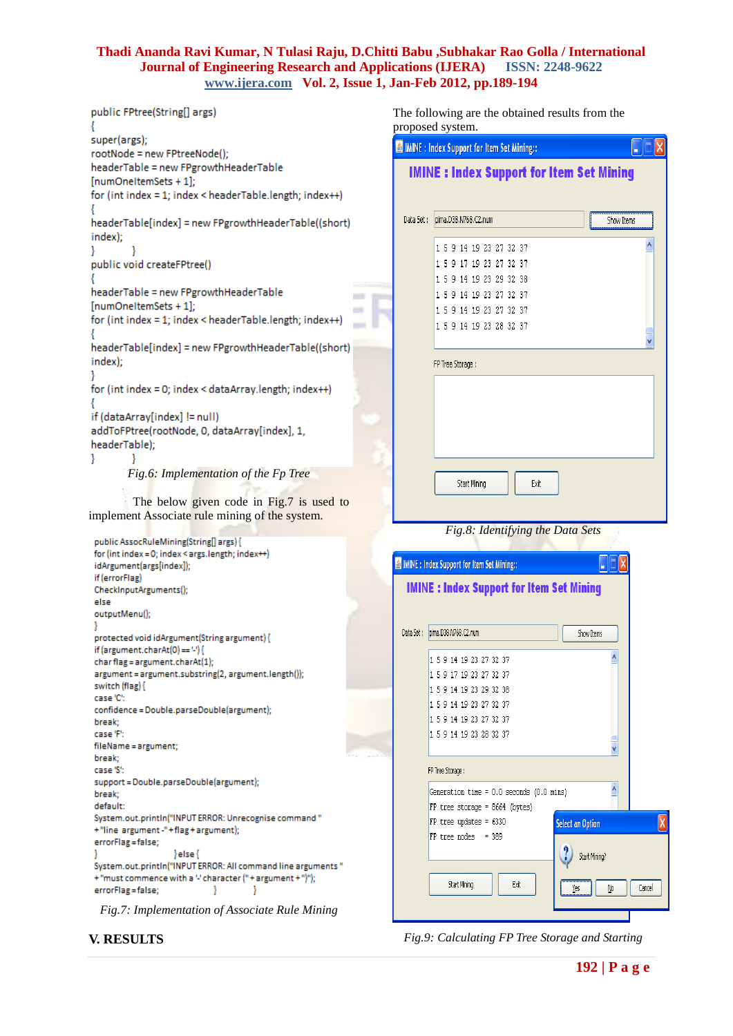```
public FPtree(String[] args)
{
super(args);
rootNode = new FPtreeNode();
headerTable = new FPgrowthHeaderTable
[numOneItemSets + 1];
for (int index = 1; index < headerTable.length; index++)
{
headerTable[index] = new FPgrowthHeaderTable((short)
index);
}        }
public void createFPtree()
{
headerTable = new FPgrowthHeaderTable
[numOneItemSets + 1];
for (int index = 1; index < headerTable.length; index++)
{
headerTable[index] = new FPgrowthHeaderTable((short)
index);
}
for (int index = 0; index < dataArray.length; index++)
{
if (dataArray[index] != null)
addToFPtree(rootNode, 0, dataArray[index], 1,
headerTable);
}        }
```

*Fig.6: Implementation of the Fp Tree*

The below given code in Fig.7 is used to implement Associate rule mining of the system.

```
public AssocRuleMining(String[] args) {
for (int index = 0; index < args.length; index++)
idArgument(args[index]);
if (errorFlag)
CheckInputArguments();
else
outputMenu();
}
protected void idArgument(String argument) {
if (argument.charAt(0) == '-') {
char flag = argument.charAt(1);
argument = argument.substring(2, argument.length());
switch (flag) {
case 'C':
confidence = Double.parseDouble(argument);
break;
case 'F':
fileName = argument;
break;
case 'S':
support = Double.parseDouble(argument);
break;
default:
System.out.println("INPUT ERROR: Unrecognise command "
+ "line argument -" + flag + argument);
errorFlag = false;
}               } else {
System.out.println("INPUT ERROR: All command line arguments "
+ "must commence with a '-' character (" + argument + ")");
errorFlag = false;               }        }
```

*Fig.7: Implementation of Associate Rule Mining*

## V. RESULTS

The following are the obtained results from the proposed system.

*Fig.8: Identifying the Data Sets*

*Fig.9: Calculating FP Tree Storage and Starting*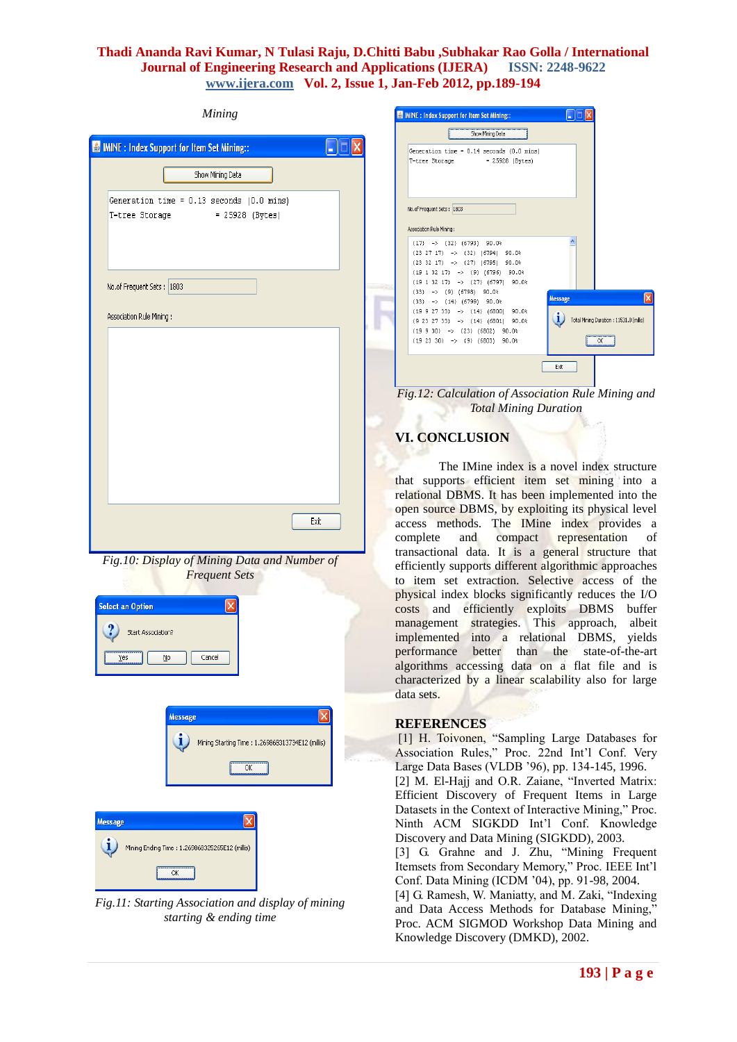*Mining*

*Fig.10: Display of Mining Data and Number of Frequent Sets*

*Fig.11: Starting Association and display of mining starting & ending time*

*Fig.12: Calculation of Association Rule Mining and Total Mining Duration*

## VI. CONCLUSION

The IMine index is a novel index structure that supports efficient item set mining into a relational DBMS. It has been implemented into the open source DBMS, by exploiting its physical level access methods. The IMine index provides a complete and compact representation of transactional data. It is a general structure that efficiently supports different algorithmic approaches to item set extraction. Selective access of the physical index blocks significantly reduces the I/O costs and efficiently exploits DBMS buffer management strategies. This approach, albeit implemented into a relational DBMS, yields performance better than the state-of-the-art algorithms accessing data on a flat file and is characterized by a linear scalability also for large data sets.

## REFERENCES

[1] H. Toivonen, "Sampling Large Databases for Association Rules," Proc. 22nd Int'l Conf. Very Large Data Bases (VLDB '96), pp. 134-145, 1996.

[2] M. El-Hajj and O.R. Zaiane, "Inverted Matrix: Efficient Discovery of Frequent Items in Large Datasets in the Context of Interactive Mining," Proc. Ninth ACM SIGKDD Int'l Conf. Knowledge Discovery and Data Mining (SIGKDD), 2003.

[3] G. Grahne and J. Zhu, "Mining Frequent Itemsets from Secondary Memory," Proc. IEEE Int'l Conf. Data Mining (ICDM '04), pp. 91-98, 2004.

[4] G. Ramesh, W. Maniatty, and M. Zaki, "Indexing and Data Access Methods for Database Mining," Proc. ACM SIGMOD Workshop Data Mining and Knowledge Discovery (DMKD), 2002.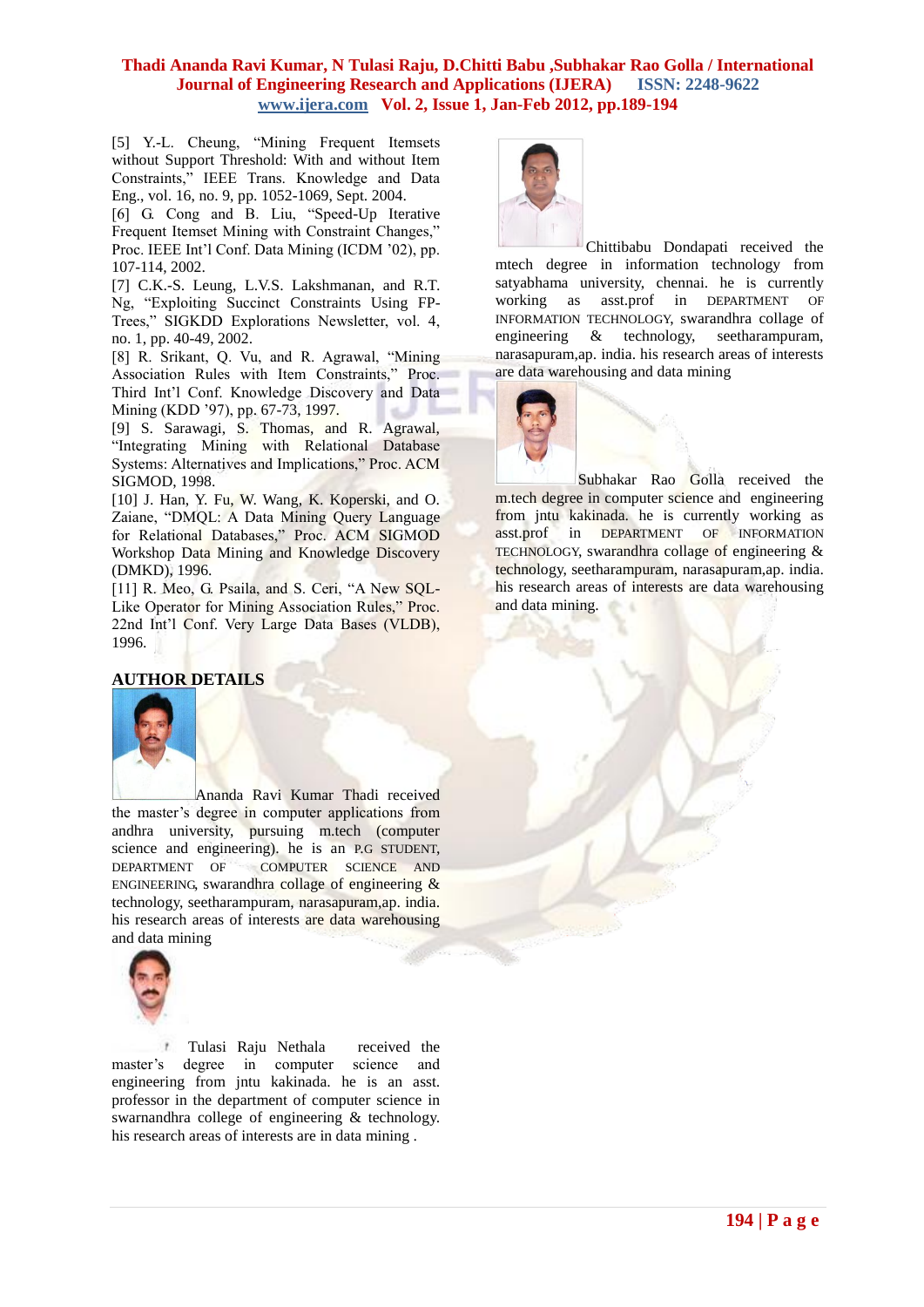[5] Y.-L. Cheung, "Mining Frequent Itemsets without Support Threshold: With and without Item Constraints," IEEE Trans. Knowledge and Data Eng., vol. 16, no. 9, pp. 1052-1069, Sept. 2004.

[6] G. Cong and B. Liu, "Speed-Up Iterative Frequent Itemset Mining with Constraint Changes," Proc. IEEE Int'l Conf. Data Mining (ICDM '02), pp. 107-114, 2002.

[7] C.K.-S. Leung, L.V.S. Lakshmanan, and R.T. Ng, "Exploiting Succinct Constraints Using FP-Trees," SIGKDD Explorations Newsletter, vol. 4, no. 1, pp. 40-49, 2002.

[8] R. Srikant, Q. Vu, and R. Agrawal, "Mining Association Rules with Item Constraints," Proc. Third Int'l Conf. Knowledge Discovery and Data Mining (KDD '97), pp. 67-73, 1997.

[9] S. Sarawagi, S. Thomas, and R. Agrawal, "Integrating Mining with Relational Database Systems: Alternatives and Implications," Proc. ACM SIGMOD, 1998.

[10] J. Han, Y. Fu, W. Wang, K. Koperski, and O. Zaiane, "DMQL: A Data Mining Query Language for Relational Databases," Proc. ACM SIGMOD Workshop Data Mining and Knowledge Discovery (DMKD), 1996.

[11] R. Meo, G. Psaila, and S. Ceri, "A New SQL-Like Operator for Mining Association Rules," Proc. 22nd Int'l Conf. Very Large Data Bases (VLDB), 1996.

## AUTHOR DETAILS

Ananda Ravi Kumar Thadi received the master's degree in computer applications from andhra university, pursuing m.tech (computer science and engineering). he is an P.G STUDENT, DEPARTMENT OF COMPUTER SCIENCE AND ENGINEERING, swarandhra collage of engineering & technology, seetharampuram, narasapuram,ap. india. his research areas of interests are data warehousing and data mining

Tulasi Raju Nethala received the master's degree in computer science and engineering from jntu kakinada. he is an asst. professor in the department of computer science in swarnandhra college of engineering & technology. his research areas of interests are in data mining .

Chittibabu Dondapati received the mtech degree in information technology from satyabhama university, chennai. he is currently working as asst.prof in DEPARTMENT OF INFORMATION TECHNOLOGY, swarandhra collage of engineering & technology, seetharampuram, narasapuram,ap. india. his research areas of interests are data warehousing and data mining

Subhakar Rao Golla received the m.tech degree in computer science and engineering from jntu kakinada. he is currently working as asst.prof in DEPARTMENT OF INFORMATION TECHNOLOGY, swarandhra collage of engineering & technology, seetharampuram, narasapuram,ap. india. his research areas of interests are data warehousing and data mining.